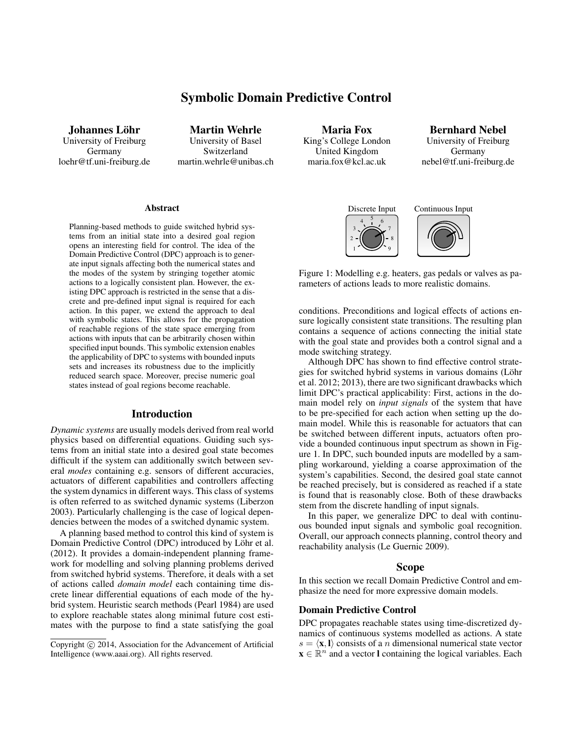# Symbolic Domain Predictive Control

**Johannes Löhr**
University of Freiburg
Germany
loehr@tf.uni-freiburg.de

**Martin Wehrle**
University of Basel
Switzerland
martin.wehrle@unibas.ch

**Maria Fox**
King's College London
United Kingdom
maria.fox@kcl.ac.uk

**Bernhard Nebel**
University of Freiburg
Germany
nebel@tf.uni-freiburg.de

### Abstract

Planning-based methods to guide switched hybrid systems from an initial state into a desired goal region opens an interesting field for control. The idea of the Domain Predictive Control (DPC) approach is to generate input signals affecting both the numerical states and the modes of the system by stringing together atomic actions to a logically consistent plan. However, the existing DPC approach is restricted in the sense that a discrete and pre-defined input signal is required for each action. In this paper, we extend the approach to deal with symbolic states. This allows for the propagation of reachable regions of the state space emerging from actions with inputs that can be arbitrarily chosen within specified input bounds. This symbolic extension enables the applicability of DPC to systems with bounded inputs sets and increases its robustness due to the implicitly reduced search space. Moreover, precise numeric goal states instead of goal regions become reachable.

## Introduction

*Dynamic systems* are usually models derived from real world physics based on differential equations. Guiding such systems from an initial state into a desired goal state becomes difficult if the system can additionally switch between several *modes* containing e.g. sensors of different accuracies, actuators of different capabilities and controllers affecting the system dynamics in different ways. This class of systems is often referred to as switched dynamic systems (Liberzon 2003). Particularly challenging is the case of logical dependencies between the modes of a switched dynamic system.

A planning based method to control this kind of system is Domain Predictive Control (DPC) introduced by Löhr et al. (2012). It provides a domain-independent planning framework for modelling and solving planning problems derived from switched hybrid systems. Therefore, it deals with a set of actions called *domain model* each containing time discrete linear differential equations of each mode of the hybrid system. Heuristic search methods (Pearl 1984) are used to explore reachable states along minimal future cost estimates with the purpose to find a state satisfying the goal conditions. Preconditions and logical effects of actions ensure logically consistent state transitions. The resulting plan contains a sequence of actions connecting the initial state with the goal state and provides both a control signal and a mode switching strategy.

Discrete Input    Continuous Input

Figure 1: Modelling e.g. heaters, gas pedals or valves as parameters of actions leads to more realistic domains.

Although DPC has shown to find effective control strategies for switched hybrid systems in various domains (Löhr et al. 2012; 2013), there are two significant drawbacks which limit DPC's practical applicability: First, actions in the domain model rely on *input signals* of the system that have to be pre-specified for each action when setting up the domain model. While this is reasonable for actuators that can be switched between different inputs, actuators often provide a bounded continuous input spectrum as shown in Figure 1. In DPC, such bounded inputs are modelled by a sampling workaround, yielding a coarse approximation of the system's capabilities. Second, the desired goal state cannot be reached precisely, but is considered as reached if a state is found that is reasonably close. Both of these drawbacks stem from the discrete handling of input signals.

In this paper, we generalize DPC to deal with continuous bounded input signals and symbolic goal recognition. Overall, our approach connects planning, control theory and reachability analysis (Le Guernic 2009).

## Scope

In this section we recall Domain Predictive Control and emphasize the need for more expressive domain models.

### Domain Predictive Control

DPC propagates reachable states using time-discretized dynamics of continuous systems modelled as actions. A state $s = \langle \mathbf{x}, \mathbf{l} \rangle$ consists of a $n$ dimensional numerical state vector $\mathbf{x} \in \mathbb{R}^n$ and a vector $\mathbf{l}$ containing the logical variables. Each

Copyright © 2014, Association for the Advancement of Artificial Intelligence (www.aaai.org). All rights reserved.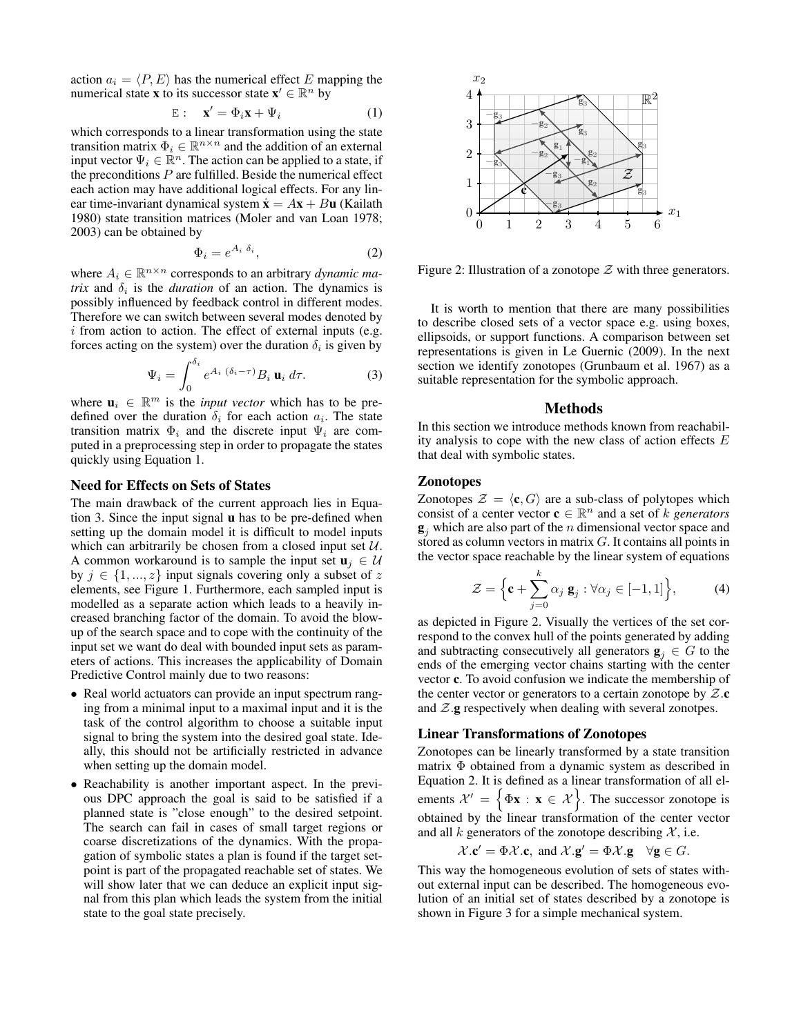action $a_i = \langle P, E\rangle$ has the numerical effect $E$ mapping the numerical state $\mathbf{x}$ to its successor state $\mathbf{x}' \in \mathbb{R}^n$ by

$$\texttt{E}: \quad \mathbf{x}' = \Phi_i \mathbf{x} + \Psi_i \tag{1}$$

which corresponds to a linear transformation using the state transition matrix $\Phi_i \in \mathbb{R}^{n\times n}$ and the addition of an external input vector $\Psi_i \in \mathbb{R}^n$. The action can be applied to a state, if the preconditions $P$ are fulfilled. Beside the numerical effect each action may have additional logical effects. For any linear time-invariant dynamical system $\dot{\mathbf{x}} = A\mathbf{x} + B\mathbf{u}$ (Kailath 1980) state transition matrices (Moler and van Loan 1978; 2003) can be obtained by

$$\Phi_i = e^{A_i\ \delta_i}, \tag{2}$$

where $A_i \in \mathbb{R}^{n\times n}$ corresponds to an arbitrary *dynamic matrix* and $\delta_i$ is the *duration* of an action. The dynamics is possibly influenced by feedback control in different modes. Therefore we can switch between several modes denoted by $i$ from action to action. The effect of external inputs (e.g. forces acting on the system) over the duration $\delta_i$ is given by

$$\Psi_i = \int_0^{\delta_i} e^{A_i\ (\delta_i - \tau)} B_i\ \mathbf{u}_i\ d\tau. \tag{3}$$

where $\mathbf{u}_i \in \mathbb{R}^m$ is the *input vector* which has to be predefined over the duration $\delta_i$ for each action $a_i$. The state transition matrix $\Phi_i$ and the discrete input $\Psi_i$ are computed in a preprocessing step in order to propagate the states quickly using Equation 1.

### Need for Effects on Sets of States

The main drawback of the current approach lies in Equation 3. Since the input signal $\mathbf{u}$ has to be pre-defined when setting up the domain model it is difficult to model inputs which can arbitrarily be chosen from a closed input set $\mathcal{U}$. A common workaround is to sample the input set $\mathbf{u}_j \in \mathcal{U}$ by $j \in \{1, ..., z\}$ input signals covering only a subset of $z$ elements, see Figure 1. Furthermore, each sampled input is modelled as a separate action which leads to a heavily increased branching factor of the domain. To avoid the blowup of the search space and to cope with the continuity of the input set we want do deal with bounded input sets as parameters of actions. This increases the applicability of Domain Predictive Control mainly due to two reasons:

- Real world actuators can provide an input spectrum ranging from a minimal input to a maximal input and it is the task of the control algorithm to choose a suitable input signal to bring the system into the desired goal state. Ideally, this should not be artificially restricted in advance when setting up the domain model.
- Reachability is another important aspect. In the previous DPC approach the goal is said to be satisfied if a planned state is "close enough" to the desired setpoint. The search can fail in cases of small target regions or coarse discretizations of the dynamics. With the propagation of symbolic states a plan is found if the target setpoint is part of the propagated reachable set of states. We will show later that we can deduce an explicit input signal from this plan which leads the system from the initial state to the goal state precisely.

Figure 2: Illustration of a zonotope $\mathcal{Z}$ with three generators.

It is worth to mention that there are many possibilities to describe closed sets of a vector space e.g. using boxes, ellipsoids, or support functions. A comparison between set representations is given in Le Guernic (2009). In the next section we identify zonotopes (Grunbaum et al. 1967) as a suitable representation for the symbolic approach.

## Methods

In this section we introduce methods known from reachability analysis to cope with the new class of action effects $E$ that deal with symbolic states.

### Zonotopes

Zonotopes $\mathcal{Z} = \langle \mathbf{c}, G\rangle$ are a sub-class of polytopes which consist of a center vector $\mathbf{c} \in \mathbb{R}^n$ and a set of $k$ *generators* $\mathbf{g}_j$ which are also part of the $n$ dimensional vector space and stored as column vectors in matrix $G$. It contains all points in the vector space reachable by the linear system of equations

$$\mathcal{Z} = \Big\{ \mathbf{c} + \sum_{j=0}^{k} \alpha_j\ \mathbf{g}_j : \forall \alpha_j \in [-1, 1] \Big\}, \tag{4}$$

as depicted in Figure 2. Visually the vertices of the set correspond to the convex hull of the points generated by adding and subtracting consecutively all generators $\mathbf{g}_j \in G$ to the ends of the emerging vector chains starting with the center vector $\mathbf{c}$. To avoid confusion we indicate the membership of the center vector or generators to a certain zonotope by $\mathcal{Z}.\mathbf{c}$ and $\mathcal{Z}.\mathbf{g}$ respectively when dealing with several zonotpes.

### Linear Transformations of Zonotopes

Zonotopes can be linearly transformed by a state transition matrix $\Phi$ obtained from a dynamic system as described in Equation 2. It is defined as a linear transformation of all elements $\mathcal{X}' = \Big\{ \Phi\mathbf{x} : \mathbf{x} \in \mathcal{X} \Big\}$. The successor zonotope is obtained by the linear transformation of the center vector and all $k$ generators of the zonotope describing $\mathcal{X}$, i.e.

$$\mathcal{X}.\mathbf{c}' = \Phi\mathcal{X}.\mathbf{c},\ \text{and}\ \mathcal{X}.\mathbf{g}' = \Phi\mathcal{X}.\mathbf{g} \quad \forall \mathbf{g} \in G.$$

This way the homogeneous evolution of sets of states without external input can be described. The homogeneous evolution of an initial set of states described by a zonotope is shown in Figure 3 for a simple mechanical system.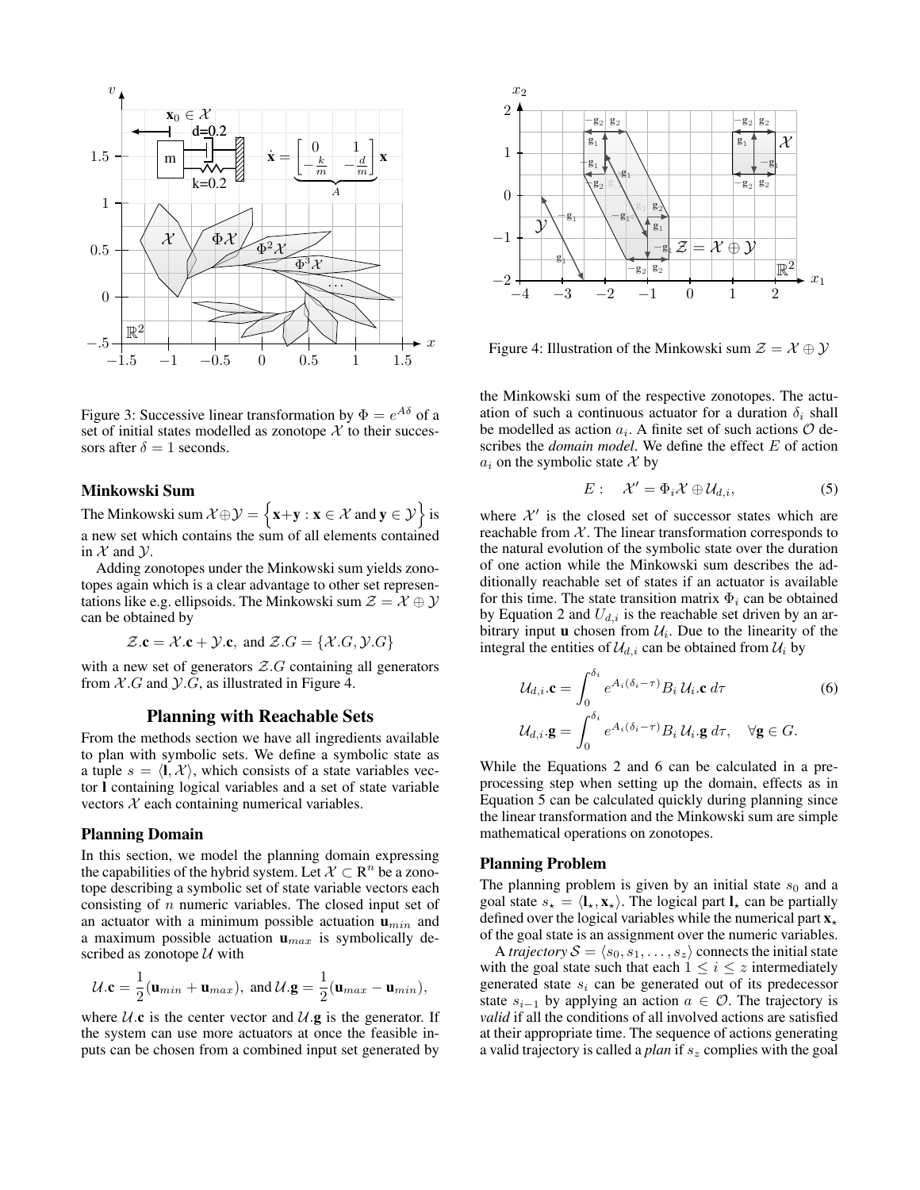Figure 3: Successive linear transformation by $\Phi = e^{A\delta}$ of a set of initial states modelled as zonotope $\mathcal{X}$ to their successors after $\delta = 1$ seconds.

### Minkowski Sum

The Minkowski sum $\mathcal{X} \oplus \mathcal{Y} = \left\{ \mathbf{x} + \mathbf{y} : \mathbf{x} \in \mathcal{X} \text{ and } \mathbf{y} \in \mathcal{Y} \right\}$ is a new set which contains the sum of all elements contained in $\mathcal{X}$ and $\mathcal{Y}$.

Adding zonotopes under the Minkowski sum yields zonotopes again which is a clear advantage to other set representations like e.g. ellipsoids. The Minkowski sum $\mathcal{Z} = \mathcal{X} \oplus \mathcal{Y}$ can be obtained by

$$\mathcal{Z}.\mathbf{c} = \mathcal{X}.\mathbf{c} + \mathcal{Y}.\mathbf{c}, \text{ and } \mathcal{Z}.G = \{\mathcal{X}.G, \mathcal{Y}.G\}$$

with a new set of generators $\mathcal{Z}.G$ containing all generators from $\mathcal{X}.G$ and $\mathcal{Y}.G$, as illustrated in Figure 4.

## Planning with Reachable Sets

From the methods section we have all ingredients available to plan with symbolic sets. We define a symbolic state as a tuple $s = \langle \mathbf{l}, \mathcal{X} \rangle$, which consists of a state variables vector $\mathbf{l}$ containing logical variables and a set of state variable vectors $\mathcal{X}$ each containing numerical variables.

### Planning Domain

In this section, we model the planning domain expressing the capabilities of the hybrid system. Let $\mathcal{X} \subset \mathrm{R}^n$ be a zonotope describing a symbolic set of state variable vectors each consisting of $n$ numeric variables. The closed input set of an actuator with a minimum possible actuation $\mathbf{u}_{min}$ and a maximum possible actuation $\mathbf{u}_{max}$ is symbolically described as zonotope $\mathcal{U}$ with

$$\mathcal{U}.\mathbf{c} = \frac{1}{2}(\mathbf{u}_{min} + \mathbf{u}_{max}), \text{ and } \mathcal{U}.\mathbf{g} = \frac{1}{2}(\mathbf{u}_{max} - \mathbf{u}_{min}),$$

where $\mathcal{U}.\mathbf{c}$ is the center vector and $\mathcal{U}.\mathbf{g}$ is the generator. If the system can use more actuators at once the feasible inputs can be chosen from a combined input set generated by the Minkowski sum of the respective zonotopes. The actuation of such a continuous actuator for a duration $\delta_i$ shall be modelled as action $a_i$. A finite set of such actions $\mathcal{O}$ describes the *domain model*. We define the effect $E$ of action $a_i$ on the symbolic state $\mathcal{X}$ by

$$E: \quad \mathcal{X}' = \Phi_i \mathcal{X} \oplus \mathcal{U}_{d,i}, \tag{5}$$

where $\mathcal{X}'$ is the closed set of successor states which are reachable from $\mathcal{X}$. The linear transformation corresponds to the natural evolution of the symbolic state over the duration of one action while the Minkowski sum describes the additionally reachable set of states if an actuator is available for this time. The state transition matrix $\Phi_i$ can be obtained by Equation 2 and $U_{d,i}$ is the reachable set driven by an arbitrary input $\mathbf{u}$ chosen from $\mathcal{U}_i$. Due to the linearity of the integral the entities of $\mathcal{U}_{d,i}$ can be obtained from $\mathcal{U}_i$ by

$$\begin{aligned} \mathcal{U}_{d,i}.\mathbf{c} &= \int_0^{\delta_i} e^{A_i(\delta_i - \tau)} B_i \, \mathcal{U}_i.\mathbf{c} \, d\tau \\ \mathcal{U}_{d,i}.\mathbf{g} &= \int_0^{\delta_i} e^{A_i(\delta_i - \tau)} B_i \, \mathcal{U}_i.\mathbf{g} \, d\tau, \quad \forall \mathbf{g} \in G. \end{aligned} \tag{6}$$

While the Equations 2 and 6 can be calculated in a preprocessing step when setting up the domain, effects as in Equation 5 can be calculated quickly during planning since the linear transformation and the Minkowski sum are simple mathematical operations on zonotopes.

### Planning Problem

The planning problem is given by an initial state $s_0$ and a goal state $s_\star = \langle \mathbf{l}_\star, \mathbf{x}_\star \rangle$. The logical part $\mathbf{l}_\star$ can be partially defined over the logical variables while the numerical part $\mathbf{x}_\star$ of the goal state is an assignment over the numeric variables.

A *trajectory* $\mathcal{S} = \langle s_0, s_1, \ldots, s_z \rangle$ connects the initial state with the goal state such that each $1 \leq i \leq z$ intermediately generated state $s_i$ can be generated out of its predecessor state $s_{i-1}$ by applying an action $a \in \mathcal{O}$. The trajectory is *valid* if all the conditions of all involved actions are satisfied at their appropriate time. The sequence of actions generating a valid trajectory is called a *plan* if $s_z$ complies with the goal

Figure 4: Illustration of the Minkowski sum $\mathcal{Z} = \mathcal{X} \oplus \mathcal{Y}$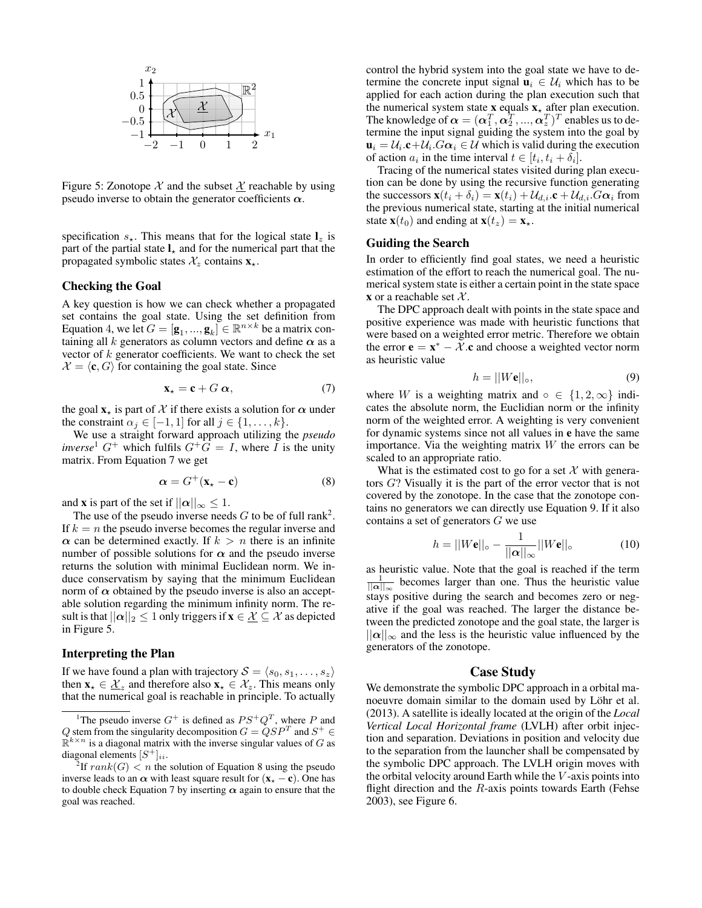Figure 5: Zonotope $\mathcal{X}$ and the subset $\underline{\mathcal{X}}$ reachable by using pseudo inverse to obtain the generator coefficients $\boldsymbol{\alpha}$.

specification $s_\star$. This means that for the logical state $\mathbf{l}_z$ is part of the partial state $\mathbf{l}_\star$ and for the numerical part that the propagated symbolic states $\mathcal{X}_z$ contains $\mathbf{x}_\star$.

### Checking the Goal

A key question is how we can check whether a propagated set contains the goal state. Using the set definition from Equation 4, we let $G = [\mathbf{g}_1, ..., \mathbf{g}_k] \in \mathbb{R}^{n \times k}$ be a matrix containing all $k$ generators as column vectors and define $\boldsymbol{\alpha}$ as a vector of $k$ generator coefficients. We want to check the set $\mathcal{X} = \langle \mathbf{c}, G \rangle$ for containing the goal state. Since

$$\mathbf{x}_\star = \mathbf{c} + G\,\boldsymbol{\alpha}, \tag{7}$$

the goal $\mathbf{x}_\star$ is part of $\mathcal{X}$ if there exists a solution for $\boldsymbol{\alpha}$ under the constraint $\alpha_j \in [-1, 1]$ for all $j \in \{1, \ldots, k\}$.

We use a straight forward approach utilizing the *pseudo inverse*[1] $G^+$ which fulfils $G^+G = I$, where $I$ is the unity matrix. From Equation 7 we get

$$\boldsymbol{\alpha} = G^+(\mathbf{x}_\star - \mathbf{c}) \tag{8}$$

and $\mathbf{x}$ is part of the set if $||\boldsymbol{\alpha}||_\infty \leq 1$.

The use of the pseudo inverse needs $G$ to be of full rank[2]. If $k = n$ the pseudo inverse becomes the regular inverse and $\boldsymbol{\alpha}$ can be determined exactly. If $k > n$ there is an infinite number of possible solutions for $\boldsymbol{\alpha}$ and the pseudo inverse returns the solution with minimal Euclidean norm. We induce conservatism by saying that the minimum Euclidean norm of $\boldsymbol{\alpha}$ obtained by the pseudo inverse is also an acceptable solution regarding the minimum infinity norm. The result is that $||\boldsymbol{\alpha}||_2 \leq 1$ only triggers if $\mathbf{x} \in \underline{\mathcal{X}} \subseteq \mathcal{X}$ as depicted in Figure 5.

### Interpreting the Plan

If we have found a plan with trajectory $\mathcal{S} = \langle s_0, s_1, \ldots, s_z \rangle$ then $\mathbf{x}_\star \in \underline{\mathcal{X}}_z$ and therefore also $\mathbf{x}_\star \in \mathcal{X}_z$. This means only that the numerical goal is reachable in principle. To actually control the hybrid system into the goal state we have to determine the concrete input signal $\mathbf{u}_i \in \mathcal{U}_i$ which has to be applied for each action during the plan execution such that the numerical system state $\mathbf{x}$ equals $\mathbf{x}_\star$ after plan execution. The knowledge of $\boldsymbol{\alpha} = (\boldsymbol{\alpha}_1^T, \boldsymbol{\alpha}_2^T, ..., \boldsymbol{\alpha}_z^T)^T$ enables us to determine the input signal guiding the system into the goal by $\mathbf{u}_i = \mathcal{U}_i.\mathbf{c} + \mathcal{U}_i.G\boldsymbol{\alpha}_i \in \mathcal{U}$ which is valid during the execution of action $a_i$ in the time interval $t \in [t_i, t_i + \delta_i]$.

Tracing of the numerical states visited during plan execution can be done by using the recursive function generating the successors $\mathbf{x}(t_i + \delta_i) = \mathbf{x}(t_i) + \mathcal{U}_{d,i}.\mathbf{c} + \mathcal{U}_{d,i}.G\boldsymbol{\alpha}_i$ from the previous numerical state, starting at the initial numerical state $\mathbf{x}(t_0)$ and ending at $\mathbf{x}(t_z) = \mathbf{x}_\star$.

### Guiding the Search

In order to efficiently find goal states, we need a heuristic estimation of the effort to reach the numerical goal. The numerical system state is either a certain point in the state space $\mathbf{x}$ or a reachable set $\mathcal{X}$.

The DPC approach dealt with points in the state space and positive experience was made with heuristic functions that were based on a weighted error metric. Therefore we obtain the error $\mathbf{e} = \mathbf{x}^* - \mathcal{X}.\mathbf{c}$ and choose a weighted vector norm as heuristic value

$$h = ||W\mathbf{e}||_\circ, \tag{9}$$

where $W$ is a weighting matrix and $\circ \in \{1, 2, \infty\}$ indicates the absolute norm, the Euclidian norm or the infinity norm of the weighted error. A weighting is very convenient for dynamic systems since not all values in $\mathbf{e}$ have the same importance. Via the weighting matrix $W$ the errors can be scaled to an appropriate ratio.

What is the estimated cost to go for a set $\mathcal{X}$ with generators $G$? Visually it is the part of the error vector that is not covered by the zonotope. In the case that the zonotope contains no generators we can directly use Equation 9. If it also contains a set of generators $G$ we use

$$h = ||W\mathbf{e}||_\circ - \frac{1}{||\boldsymbol{\alpha}||_\infty}||W\mathbf{e}||_\circ \tag{10}$$

as heuristic value. Note that the goal is reached if the term $\frac{1}{||\boldsymbol{\alpha}||_\infty}$ becomes larger than one. Thus the heuristic value stays positive during the search and becomes zero or negative if the goal was reached. The larger the distance between the predicted zonotope and the goal state, the larger is $||\boldsymbol{\alpha}||_\infty$ and the less is the heuristic value influenced by the generators of the zonotope.

## Case Study

We demonstrate the symbolic DPC approach in a orbital manoeuvre domain similar to the domain used by Löhr et al. (2013). A satellite is ideally located at the origin of the *Local Vertical Local Horizontal frame* (LVLH) after orbit injection and separation. Deviations in position and velocity due to the separation from the launcher shall be compensated by the symbolic DPC approach. The LVLH origin moves with the orbital velocity around Earth while the $V$-axis points into flight direction and the $R$-axis points towards Earth (Fehse 2003), see Figure 6.

---

[1] The pseudo inverse $G^+$ is defined as $PS^+Q^T$, where $P$ and $Q$ stem from the singularity decomposition $G = QSP^T$ and $S^+ \in \mathbb{R}^{k \times n}$ is a diagonal matrix with the inverse singular values of $G$ as diagonal elements $[S^+]_{ii}$.

[2] If $rank(G) < n$ the solution of Equation 8 using the pseudo inverse leads to an $\boldsymbol{\alpha}$ with least square result for $(\mathbf{x}_\star - \mathbf{c})$. One has to double check Equation 7 by inserting $\boldsymbol{\alpha}$ again to ensure that the goal was reached.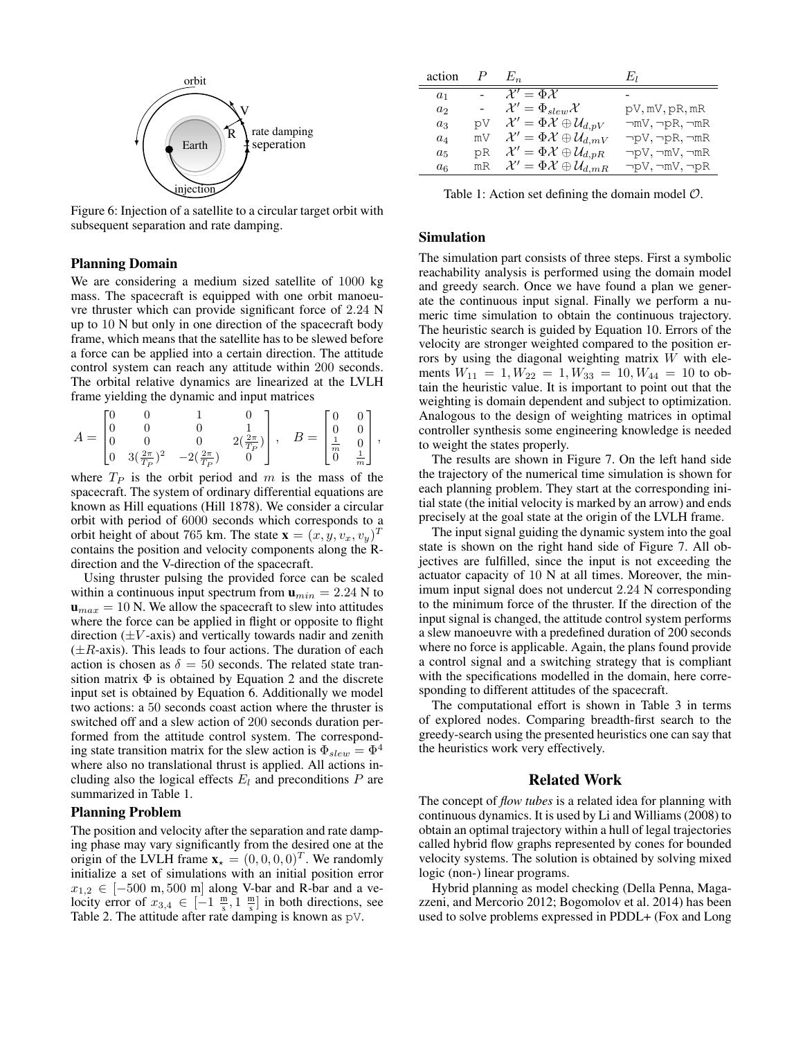Figure 6: Injection of a satellite to a circular target orbit with subsequent separation and rate damping.

### Planning Domain

We are considering a medium sized satellite of 1000 kg mass. The spacecraft is equipped with one orbit manoeuvre thruster which can provide significant force of 2.24 N up to 10 N but only in one direction of the spacecraft body frame, which means that the satellite has to be slewed before a force can be applied into a certain direction. The attitude control system can reach any attitude within 200 seconds. The orbital relative dynamics are linearized at the LVLH frame yielding the dynamic and input matrices

$$A = \begin{bmatrix} 0 & 0 & 1 & 0 \\ 0 & 0 & 0 & 1 \\ 0 & 0 & 0 & 2(\frac{2\pi}{T_P}) \\ 0 & 3(\frac{2\pi}{T_P})^2 & -2(\frac{2\pi}{T_P}) & 0 \end{bmatrix}, \quad B = \begin{bmatrix} 0 & 0 \\ 0 & 0 \\ \frac{1}{m} & 0 \\ 0 & \frac{1}{m} \end{bmatrix},$$

where $T_P$ is the orbit period and $m$ is the mass of the spacecraft. The system of ordinary differential equations are known as Hill equations (Hill 1878). We consider a circular orbit with period of 6000 seconds which corresponds to a orbit height of about 765 km. The state $\mathbf{x} = (x, y, v_x, v_y)^T$ contains the position and velocity components along the R-direction and the V-direction of the spacecraft.

Using thruster pulsing the provided force can be scaled within a continuous input spectrum from $\mathbf{u}_{min} = 2.24$ N to $\mathbf{u}_{max} = 10$ N. We allow the spacecraft to slew into attitudes where the force can be applied in flight or opposite to flight direction ($\pm V$-axis) and vertically towards nadir and zenith ($\pm R$-axis). This leads to four actions. The duration of each action is chosen as $\delta = 50$ seconds. The related state transition matrix $\Phi$ is obtained by Equation 2 and the discrete input set is obtained by Equation 6. Additionally we model two actions: a 50 seconds coast action where the thruster is switched off and a slew action of 200 seconds duration performed from the attitude control system. The corresponding state transition matrix for the slew action is $\Phi_{slew} = \Phi^4$ where also no translational thrust is applied. All actions including also the logical effects $E_l$ and preconditions $P$ are summarized in Table 1.

### Planning Problem

The position and velocity after the separation and rate damping phase may vary significantly from the desired one at the origin of the LVLH frame $\mathbf{x}_\star = (0, 0, 0, 0)^T$. We randomly initialize a set of simulations with an initial position error $x_{1,2} \in [-500 \text{ m}, 500 \text{ m}]$ along V-bar and R-bar and a velocity error of $x_{3,4} \in [-1 \frac{\text{m}}{\text{s}}, 1 \frac{\text{m}}{\text{s}}]$ in both directions, see Table 2. The attitude after rate damping is known as pV.

| action | $P$ | $E_n$ | $E_l$ |
|---|---|---|---|
| $a_1$ | - | $\mathcal{X}' = \Phi\mathcal{X}$ | - |
| $a_2$ | - | $\mathcal{X}' = \Phi_{slew}\mathcal{X}$ | pV, mV, pR, mR |
| $a_3$ | pV | $\mathcal{X}' = \Phi\mathcal{X} \oplus \mathcal{U}_{d,pV}$ | ¬mV, ¬pR, ¬mR |
| $a_4$ | mV | $\mathcal{X}' = \Phi\mathcal{X} \oplus \mathcal{U}_{d,mV}$ | ¬pV, ¬pR, ¬mR |
| $a_5$ | pR | $\mathcal{X}' = \Phi\mathcal{X} \oplus \mathcal{U}_{d,pR}$ | ¬pV, ¬mV, ¬mR |
| $a_6$ | mR | $\mathcal{X}' = \Phi\mathcal{X} \oplus \mathcal{U}_{d,mR}$ | ¬pV, ¬mV, ¬pR |

Table 1: Action set defining the domain model $\mathcal{O}$.

### Simulation

The simulation part consists of three steps. First a symbolic reachability analysis is performed using the domain model and greedy search. Once we have found a plan we generate the continuous input signal. Finally we perform a numeric time simulation to obtain the continuous trajectory. The heuristic search is guided by Equation 10. Errors of the velocity are stronger weighted compared to the position errors by using the diagonal weighting matrix $W$ with elements $W_{11} = 1, W_{22} = 1, W_{33} = 10, W_{44} = 10$ to obtain the heuristic value. It is important to point out that the weighting is domain dependent and subject to optimization. Analogous to the design of weighting matrices in optimal controller synthesis some engineering knowledge is needed to weight the states properly.

The results are shown in Figure 7. On the left hand side the trajectory of the numerical time simulation is shown for each planning problem. They start at the corresponding initial state (the initial velocity is marked by an arrow) and ends precisely at the goal state at the origin of the LVLH frame.

The input signal guiding the dynamic system into the goal state is shown on the right hand side of Figure 7. All objectives are fulfilled, since the input is not exceeding the actuator capacity of 10 N at all times. Moreover, the minimum input signal does not undercut 2.24 N corresponding to the minimum force of the thruster. If the direction of the input signal is changed, the attitude control system performs a slew manoeuvre with a predefined duration of 200 seconds where no force is applicable. Again, the plans found provide a control signal and a switching strategy that is compliant with the specifications modelled in the domain, here corresponding to different attitudes of the spacecraft.

The computational effort is shown in Table 3 in terms of explored nodes. Comparing breadth-first search to the greedy-search using the presented heuristics one can say that the heuristics work very effectively.

## Related Work

The concept of *flow tubes* is a related idea for planning with continuous dynamics. It is used by Li and Williams (2008) to obtain an optimal trajectory within a hull of legal trajectories called hybrid flow graphs represented by cones for bounded velocity systems. The solution is obtained by solving mixed logic (non-) linear programs.

Hybrid planning as model checking (Della Penna, Magazzeni, and Mercorio 2012; Bogomolov et al. 2014) has been used to solve problems expressed in PDDL+ (Fox and Long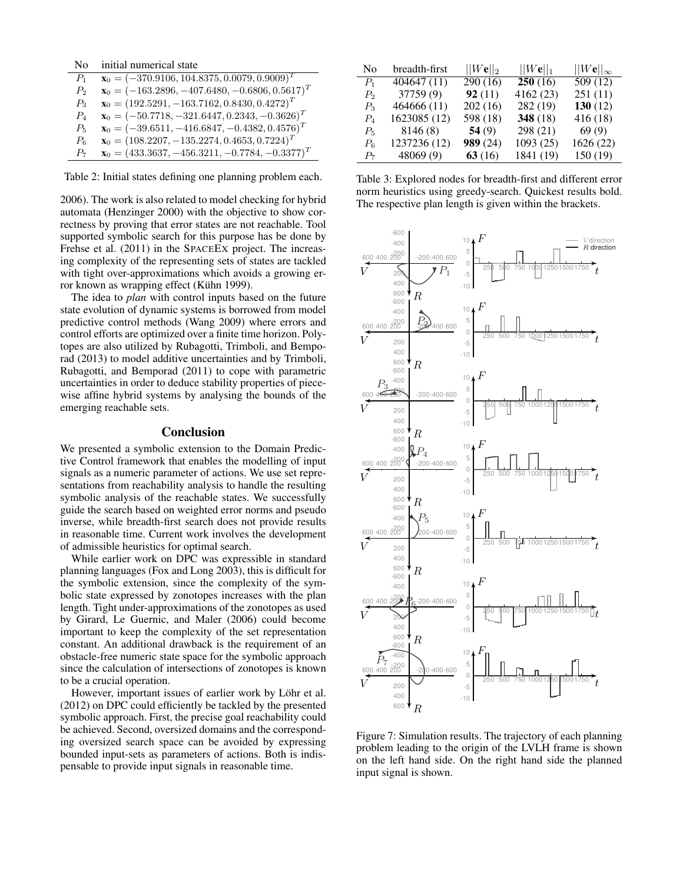| No | initial numerical state |
|---|---|
| $P_1$ | $\mathbf{x}_0 = (-370.9106, 104.8375, 0.0079, 0.9009)^T$ |
| $P_2$ | $\mathbf{x}_0 = (-163.2896, -407.6480, -0.6806, 0.5617)^T$ |
| $P_3$ | $\mathbf{x}_0 = (192.5291, -163.7162, 0.8430, 0.4272)^T$ |
| $P_4$ | $\mathbf{x}_0 = (-50.7718, -321.6447, 0.2343, -0.3626)^T$ |
| $P_5$ | $\mathbf{x}_0 = (-39.6511, -416.6847, -0.4382, 0.4576)^T$ |
| $P_6$ | $\mathbf{x}_0 = (108.2207, -135.2274, 0.4653, 0.7224)^T$ |
| $P_7$ | $\mathbf{x}_0 = (433.3637, -456.3211, -0.7784, -0.3377)^T$ |

Table 2: Initial states defining one planning problem each.

2006). The work is also related to model checking for hybrid automata (Henzinger 2000) with the objective to show correctness by proving that error states are not reachable. Tool supported symbolic search for this purpose has be done by Frehse et al. (2011) in the SPACEEX project. The increasing complexity of the representing sets of states are tackled with tight over-approximations which avoids a growing error known as wrapping effect (Kühn 1999).

The idea to *plan* with control inputs based on the future state evolution of dynamic systems is borrowed from model predictive control methods (Wang 2009) where errors and control efforts are optimized over a finite time horizon. Polytopes are also utilized by Rubagotti, Trimboli, and Bemporad (2013) to model additive uncertainties and by Trimboli, Rubagotti, and Bemporad (2011) to cope with parametric uncertainties in order to deduce stability properties of piecewise affine hybrid systems by analysing the bounds of the emerging reachable sets.

## Conclusion

We presented a symbolic extension to the Domain Predictive Control framework that enables the modelling of input signals as a numeric parameter of actions. We use set representations from reachability analysis to handle the resulting symbolic analysis of the reachable states. We successfully guide the search based on weighted error norms and pseudo inverse, while breadth-first search does not provide results in reasonable time. Current work involves the development of admissible heuristics for optimal search.

While earlier work on DPC was expressible in standard planning languages (Fox and Long 2003), this is difficult for the symbolic extension, since the complexity of the symbolic state expressed by zonotopes increases with the plan length. Tight under-approximations of the zonotopes as used by Girard, Le Guernic, and Maler (2006) could become important to keep the complexity of the set representation constant. An additional drawback is the requirement of an obstacle-free numeric state space for the symbolic approach since the calculation of intersections of zonotopes is known to be a crucial operation.

However, important issues of earlier work by Löhr et al. (2012) on DPC could efficiently be tackled by the presented symbolic approach. First, the precise goal reachability could be achieved. Second, oversized domains and the corresponding oversized search space can be avoided by expressing bounded input-sets as parameters of actions. Both is indispensable to provide input signals in reasonable time.

| No | breadth-first | $\|\|W\mathbf{e}\|\|_2$ | $\|\|W\mathbf{e}\|\|_1$ | $\|\|W\mathbf{e}\|\|_\infty$ |
|---|---|---|---|---|
| $P_1$ | 404647 (11) | 290 (16) | **250** (16) | 509 (12) |
| $P_2$ | 37759 (9) | **92** (11) | 4162 (23) | 251 (11) |
| $P_3$ | 464666 (11) | 202 (16) | 282 (19) | **130** (12) |
| $P_4$ | 1623085 (12) | 598 (18) | **348** (18) | 416 (18) |
| $P_5$ | 8146 (8) | **54** (9) | 298 (21) | 69 (9) |
| $P_6$ | 1237236 (12) | **989** (24) | 1093 (25) | 1626 (22) |
| $P_7$ | 48069 (9) | **63** (16) | 1841 (19) | 150 (19) |

Table 3: Explored nodes for breadth-first and different error norm heuristics using greedy-search. Quickest results bold. The respective plan length is given within the brackets.

Figure 7: Simulation results. The trajectory of each planning problem leading to the origin of the LVLH frame is shown on the left hand side. On the right hand side the planned input signal is shown.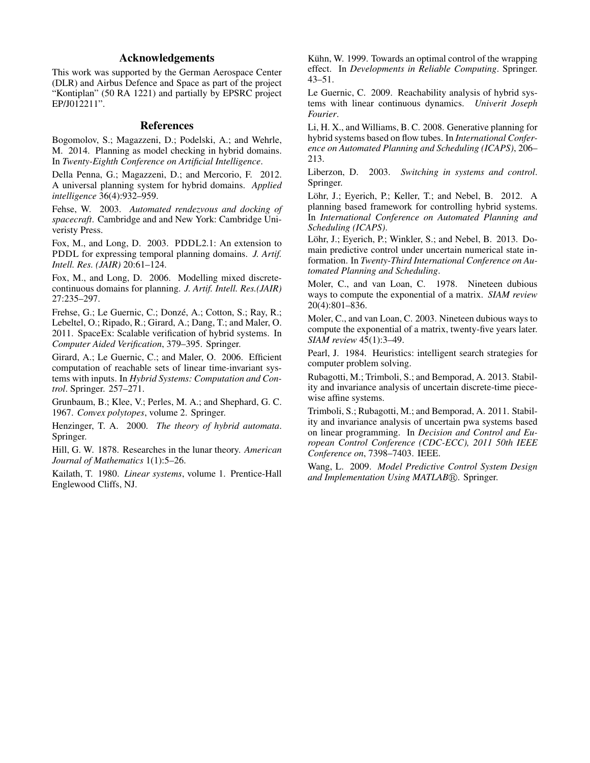## Acknowledgements

This work was supported by the German Aerospace Center (DLR) and Airbus Defence and Space as part of the project "Kontiplan" (50 RA 1221) and partially by EPSRC project EP/J012211".

## References

Bogomolov, S.; Magazzeni, D.; Podelski, A.; and Wehrle, M. 2014. Planning as model checking in hybrid domains. In *Twenty-Eighth Conference on Artificial Intelligence*.

Della Penna, G.; Magazzeni, D.; and Mercorio, F. 2012. A universal planning system for hybrid domains. *Applied intelligence* 36(4):932–959.

Fehse, W. 2003. *Automated rendezvous and docking of spacecraft*. Cambridge and and New York: Cambridge Univeristy Press.

Fox, M., and Long, D. 2003. PDDL2.1: An extension to PDDL for expressing temporal planning domains. *J. Artif. Intell. Res. (JAIR)* 20:61–124.

Fox, M., and Long, D. 2006. Modelling mixed discrete-continuous domains for planning. *J. Artif. Intell. Res.(JAIR)* 27:235–297.

Frehse, G.; Le Guernic, C.; Donzé, A.; Cotton, S.; Ray, R.; Lebeltel, O.; Ripado, R.; Girard, A.; Dang, T.; and Maler, O. 2011. SpaceEx: Scalable verification of hybrid systems. In *Computer Aided Verification*, 379–395. Springer.

Girard, A.; Le Guernic, C.; and Maler, O. 2006. Efficient computation of reachable sets of linear time-invariant systems with inputs. In *Hybrid Systems: Computation and Control*. Springer. 257–271.

Grunbaum, B.; Klee, V.; Perles, M. A.; and Shephard, G. C. 1967. *Convex polytopes*, volume 2. Springer.

Henzinger, T. A. 2000. *The theory of hybrid automata*. Springer.

Hill, G. W. 1878. Researches in the lunar theory. *American Journal of Mathematics* 1(1):5–26.

Kailath, T. 1980. *Linear systems*, volume 1. Prentice-Hall Englewood Cliffs, NJ.

Kühn, W. 1999. Towards an optimal control of the wrapping effect. In *Developments in Reliable Computing*. Springer. 43–51.

Le Guernic, C. 2009. Reachability analysis of hybrid systems with linear continuous dynamics. *Univerit Joseph Fourier*.

Li, H. X., and Williams, B. C. 2008. Generative planning for hybrid systems based on flow tubes. In *International Conference on Automated Planning and Scheduling (ICAPS)*, 206–213.

Liberzon, D. 2003. *Switching in systems and control*. Springer.

Löhr, J.; Eyerich, P.; Keller, T.; and Nebel, B. 2012. A planning based framework for controlling hybrid systems. In *International Conference on Automated Planning and Scheduling (ICAPS)*.

Löhr, J.; Eyerich, P.; Winkler, S.; and Nebel, B. 2013. Domain predictive control under uncertain numerical state information. In *Twenty-Third International Conference on Automated Planning and Scheduling*.

Moler, C., and van Loan, C. 1978. Nineteen dubious ways to compute the exponential of a matrix. *SIAM review* 20(4):801–836.

Moler, C., and van Loan, C. 2003. Nineteen dubious ways to compute the exponential of a matrix, twenty-five years later. *SIAM review* 45(1):3–49.

Pearl, J. 1984. Heuristics: intelligent search strategies for computer problem solving.

Rubagotti, M.; Trimboli, S.; and Bemporad, A. 2013. Stability and invariance analysis of uncertain discrete-time piecewise affine systems.

Trimboli, S.; Rubagotti, M.; and Bemporad, A. 2011. Stability and invariance analysis of uncertain pwa systems based on linear programming. In *Decision and Control and European Control Conference (CDC-ECC), 2011 50th IEEE Conference on*, 7398–7403. IEEE.

Wang, L. 2009. *Model Predictive Control System Design and Implementation Using MATLAB®*. Springer.